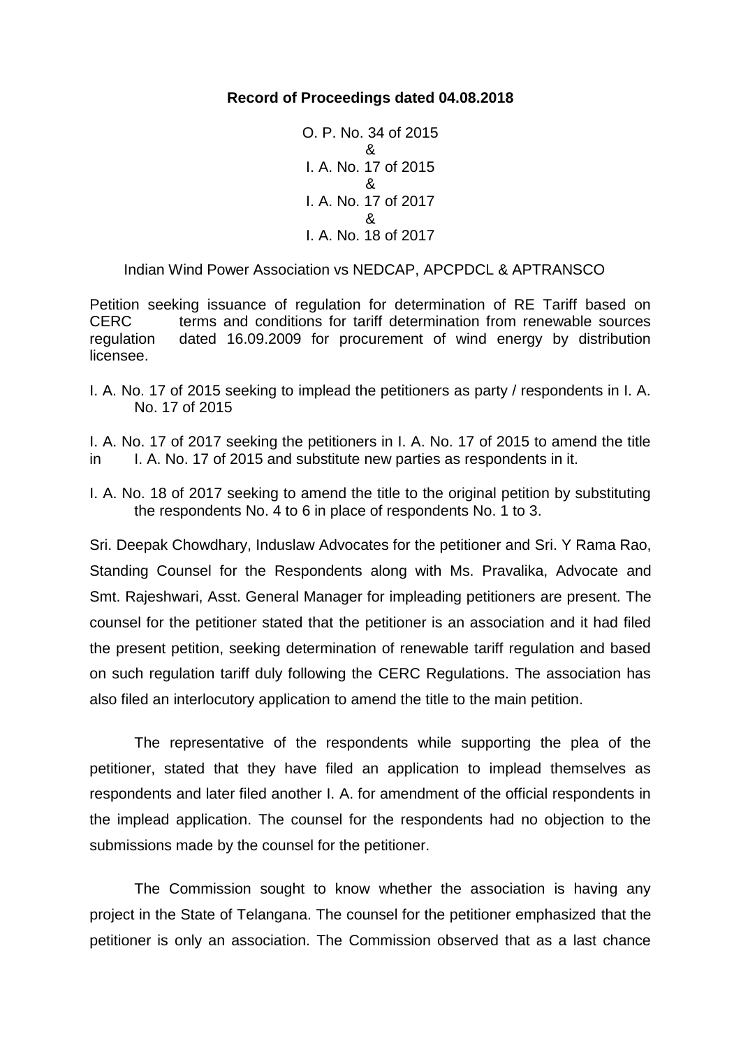**Record of Proceedings dated 04.08.2018**

O. P. No. 34 of 2015
&
I. A. No. 17 of 2015
&
I. A. No. 17 of 2017
&
I. A. No. 18 of 2017

Indian Wind Power Association vs NEDCAP, APCPDCL & APTRANSCO

Petition seeking issuance of regulation for determination of RE Tariff based on CERC terms and conditions for tariff determination from renewable sources regulation dated 16.09.2009 for procurement of wind energy by distribution licensee.

I. A. No. 17 of 2015 seeking to implead the petitioners as party / respondents in I. A. No. 17 of 2015

I. A. No. 17 of 2017 seeking the petitioners in I. A. No. 17 of 2015 to amend the title in I. A. No. 17 of 2015 and substitute new parties as respondents in it.

I. A. No. 18 of 2017 seeking to amend the title to the original petition by substituting the respondents No. 4 to 6 in place of respondents No. 1 to 3.

Sri. Deepak Chowdhary, Induslaw Advocates for the petitioner and Sri. Y Rama Rao, Standing Counsel for the Respondents along with Ms. Pravalika, Advocate and Smt. Rajeshwari, Asst. General Manager for impleading petitioners are present. The counsel for the petitioner stated that the petitioner is an association and it had filed the present petition, seeking determination of renewable tariff regulation and based on such regulation tariff duly following the CERC Regulations. The association has also filed an interlocutory application to amend the title to the main petition.

The representative of the respondents while supporting the plea of the petitioner, stated that they have filed an application to implead themselves as respondents and later filed another I. A. for amendment of the official respondents in the implead application. The counsel for the respondents had no objection to the submissions made by the counsel for the petitioner.

The Commission sought to know whether the association is having any project in the State of Telangana. The counsel for the petitioner emphasized that the petitioner is only an association. The Commission observed that as a last chance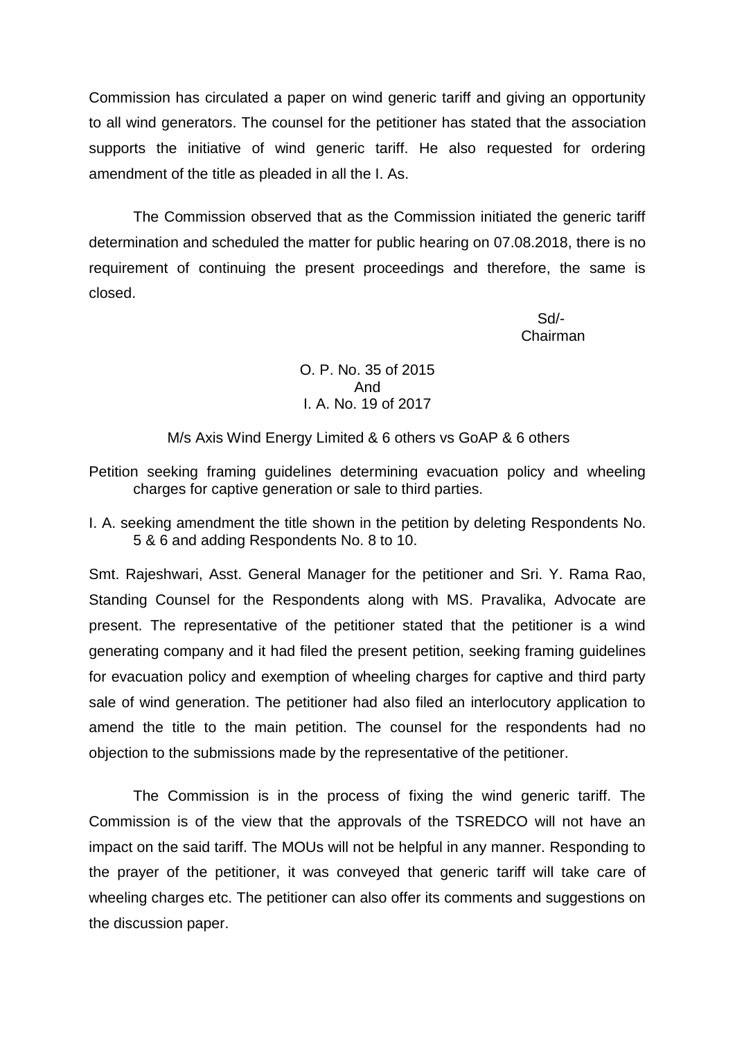Commission has circulated a paper on wind generic tariff and giving an opportunity to all wind generators. The counsel for the petitioner has stated that the association supports the initiative of wind generic tariff. He also requested for ordering amendment of the title as pleaded in all the I. As.

The Commission observed that as the Commission initiated the generic tariff determination and scheduled the matter for public hearing on 07.08.2018, there is no requirement of continuing the present proceedings and therefore, the same is closed.

Sd/-
Chairman

O. P. No. 35 of 2015
And
I. A. No. 19 of 2017

M/s Axis Wind Energy Limited & 6 others vs GoAP & 6 others

Petition seeking framing guidelines determining evacuation policy and wheeling charges for captive generation or sale to third parties.

I. A. seeking amendment the title shown in the petition by deleting Respondents No. 5 & 6 and adding Respondents No. 8 to 10.

Smt. Rajeshwari, Asst. General Manager for the petitioner and Sri. Y. Rama Rao, Standing Counsel for the Respondents along with MS. Pravalika, Advocate are present. The representative of the petitioner stated that the petitioner is a wind generating company and it had filed the present petition, seeking framing guidelines for evacuation policy and exemption of wheeling charges for captive and third party sale of wind generation. The petitioner had also filed an interlocutory application to amend the title to the main petition. The counsel for the respondents had no objection to the submissions made by the representative of the petitioner.

The Commission is in the process of fixing the wind generic tariff. The Commission is of the view that the approvals of the TSREDCO will not have an impact on the said tariff. The MOUs will not be helpful in any manner. Responding to the prayer of the petitioner, it was conveyed that generic tariff will take care of wheeling charges etc. The petitioner can also offer its comments and suggestions on the discussion paper.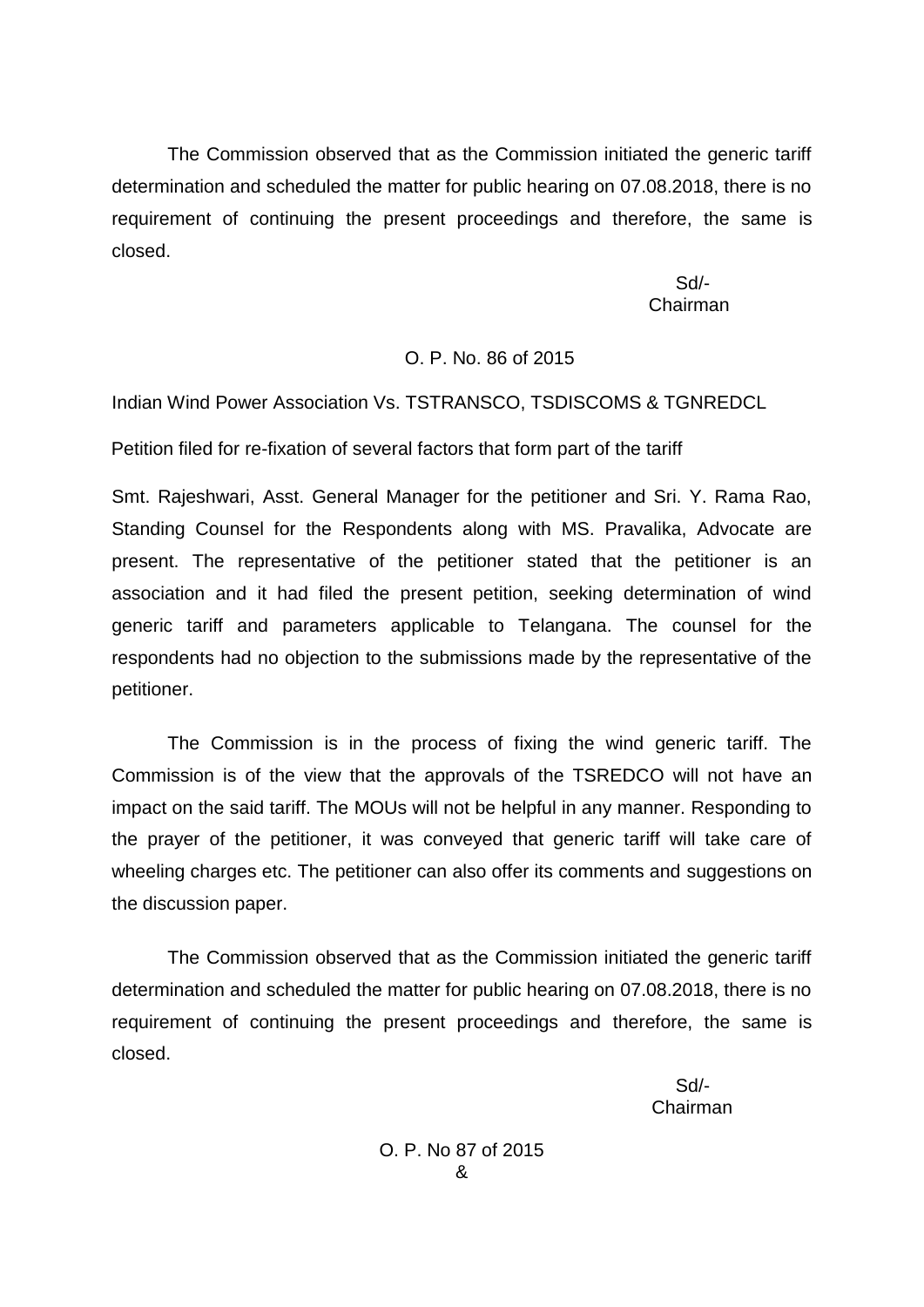The Commission observed that as the Commission initiated the generic tariff determination and scheduled the matter for public hearing on 07.08.2018, there is no requirement of continuing the present proceedings and therefore, the same is closed.

Sd/-
Chairman

O. P. No. 86 of 2015

Indian Wind Power Association Vs. TSTRANSCO, TSDISCOMS & TGNREDCL

Petition filed for re-fixation of several factors that form part of the tariff

Smt. Rajeshwari, Asst. General Manager for the petitioner and Sri. Y. Rama Rao, Standing Counsel for the Respondents along with MS. Pravalika, Advocate are present. The representative of the petitioner stated that the petitioner is an association and it had filed the present petition, seeking determination of wind generic tariff and parameters applicable to Telangana. The counsel for the respondents had no objection to the submissions made by the representative of the petitioner.

The Commission is in the process of fixing the wind generic tariff. The Commission is of the view that the approvals of the TSREDCO will not have an impact on the said tariff. The MOUs will not be helpful in any manner. Responding to the prayer of the petitioner, it was conveyed that generic tariff will take care of wheeling charges etc. The petitioner can also offer its comments and suggestions on the discussion paper.

The Commission observed that as the Commission initiated the generic tariff determination and scheduled the matter for public hearing on 07.08.2018, there is no requirement of continuing the present proceedings and therefore, the same is closed.

Sd/-
Chairman

O. P. No 87 of 2015
&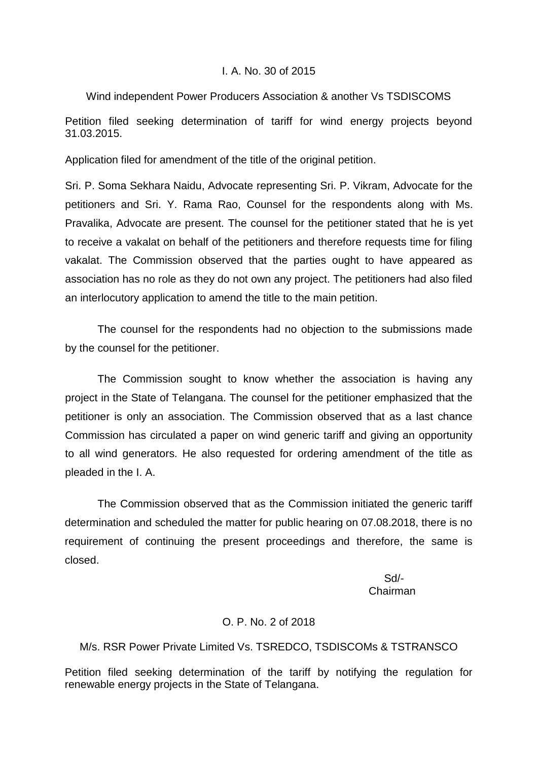I. A. No. 30 of 2015

Wind independent Power Producers Association & another Vs TSDISCOMS

Petition filed seeking determination of tariff for wind energy projects beyond 31.03.2015.

Application filed for amendment of the title of the original petition.

Sri. P. Soma Sekhara Naidu, Advocate representing Sri. P. Vikram, Advocate for the petitioners and Sri. Y. Rama Rao, Counsel for the respondents along with Ms. Pravalika, Advocate are present. The counsel for the petitioner stated that he is yet to receive a vakalat on behalf of the petitioners and therefore requests time for filing vakalat. The Commission observed that the parties ought to have appeared as association has no role as they do not own any project. The petitioners had also filed an interlocutory application to amend the title to the main petition.

The counsel for the respondents had no objection to the submissions made by the counsel for the petitioner.

The Commission sought to know whether the association is having any project in the State of Telangana. The counsel for the petitioner emphasized that the petitioner is only an association. The Commission observed that as a last chance Commission has circulated a paper on wind generic tariff and giving an opportunity to all wind generators. He also requested for ordering amendment of the title as pleaded in the I. A.

The Commission observed that as the Commission initiated the generic tariff determination and scheduled the matter for public hearing on 07.08.2018, there is no requirement of continuing the present proceedings and therefore, the same is closed.

Sd/-
Chairman

O. P. No. 2 of 2018

M/s. RSR Power Private Limited Vs. TSREDCO, TSDISCOMs & TSTRANSCO

Petition filed seeking determination of the tariff by notifying the regulation for renewable energy projects in the State of Telangana.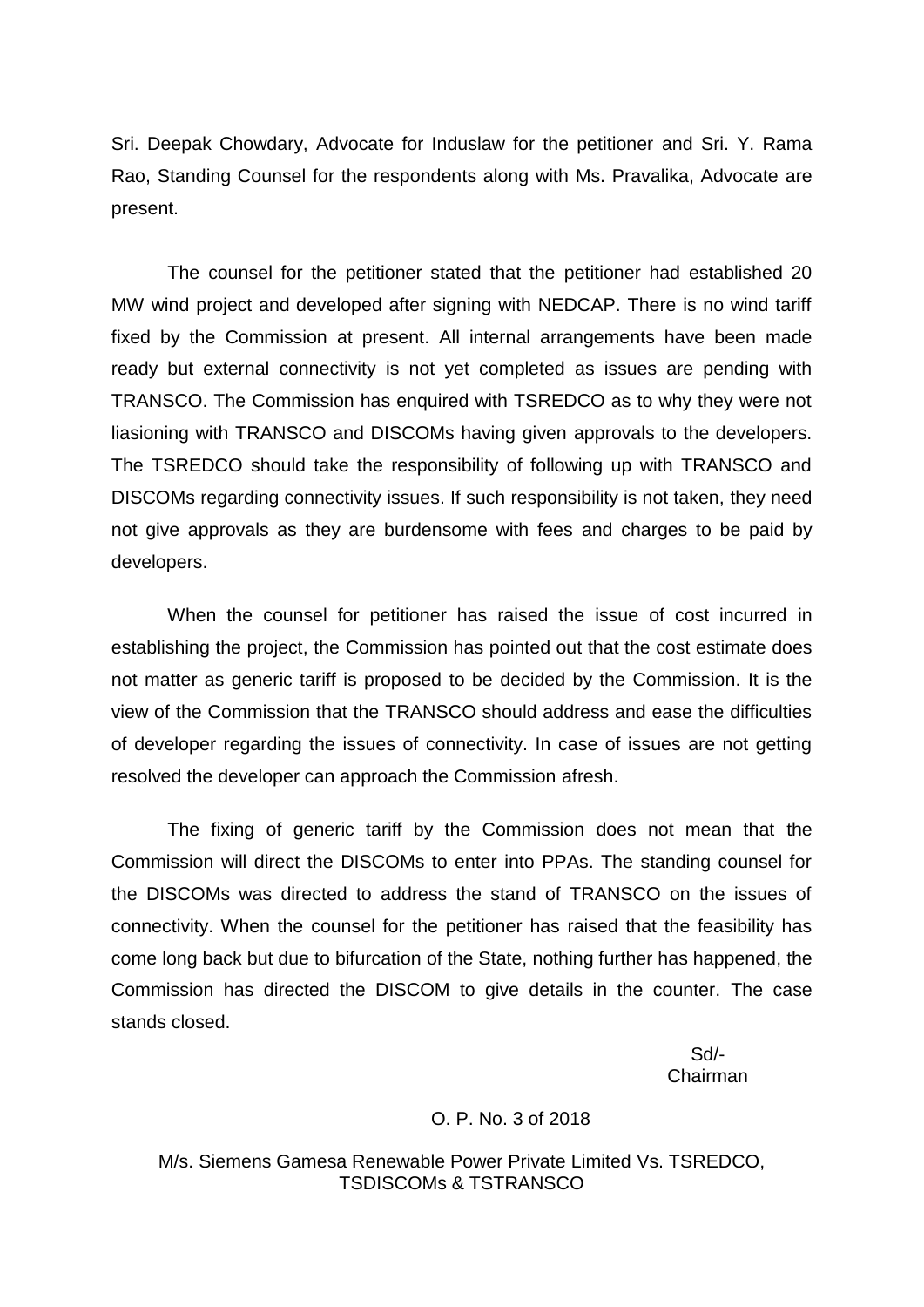Sri. Deepak Chowdary, Advocate for Induslaw for the petitioner and Sri. Y. Rama Rao, Standing Counsel for the respondents along with Ms. Pravalika, Advocate are present.

The counsel for the petitioner stated that the petitioner had established 20 MW wind project and developed after signing with NEDCAP. There is no wind tariff fixed by the Commission at present. All internal arrangements have been made ready but external connectivity is not yet completed as issues are pending with TRANSCO. The Commission has enquired with TSREDCO as to why they were not liasioning with TRANSCO and DISCOMs having given approvals to the developers. The TSREDCO should take the responsibility of following up with TRANSCO and DISCOMs regarding connectivity issues. If such responsibility is not taken, they need not give approvals as they are burdensome with fees and charges to be paid by developers.

When the counsel for petitioner has raised the issue of cost incurred in establishing the project, the Commission has pointed out that the cost estimate does not matter as generic tariff is proposed to be decided by the Commission. It is the view of the Commission that the TRANSCO should address and ease the difficulties of developer regarding the issues of connectivity. In case of issues are not getting resolved the developer can approach the Commission afresh.

The fixing of generic tariff by the Commission does not mean that the Commission will direct the DISCOMs to enter into PPAs. The standing counsel for the DISCOMs was directed to address the stand of TRANSCO on the issues of connectivity. When the counsel for the petitioner has raised that the feasibility has come long back but due to bifurcation of the State, nothing further has happened, the Commission has directed the DISCOM to give details in the counter. The case stands closed.

Sd/-
Chairman

O. P. No. 3 of 2018

M/s. Siemens Gamesa Renewable Power Private Limited Vs. TSREDCO, TSDISCOMs & TSTRANSCO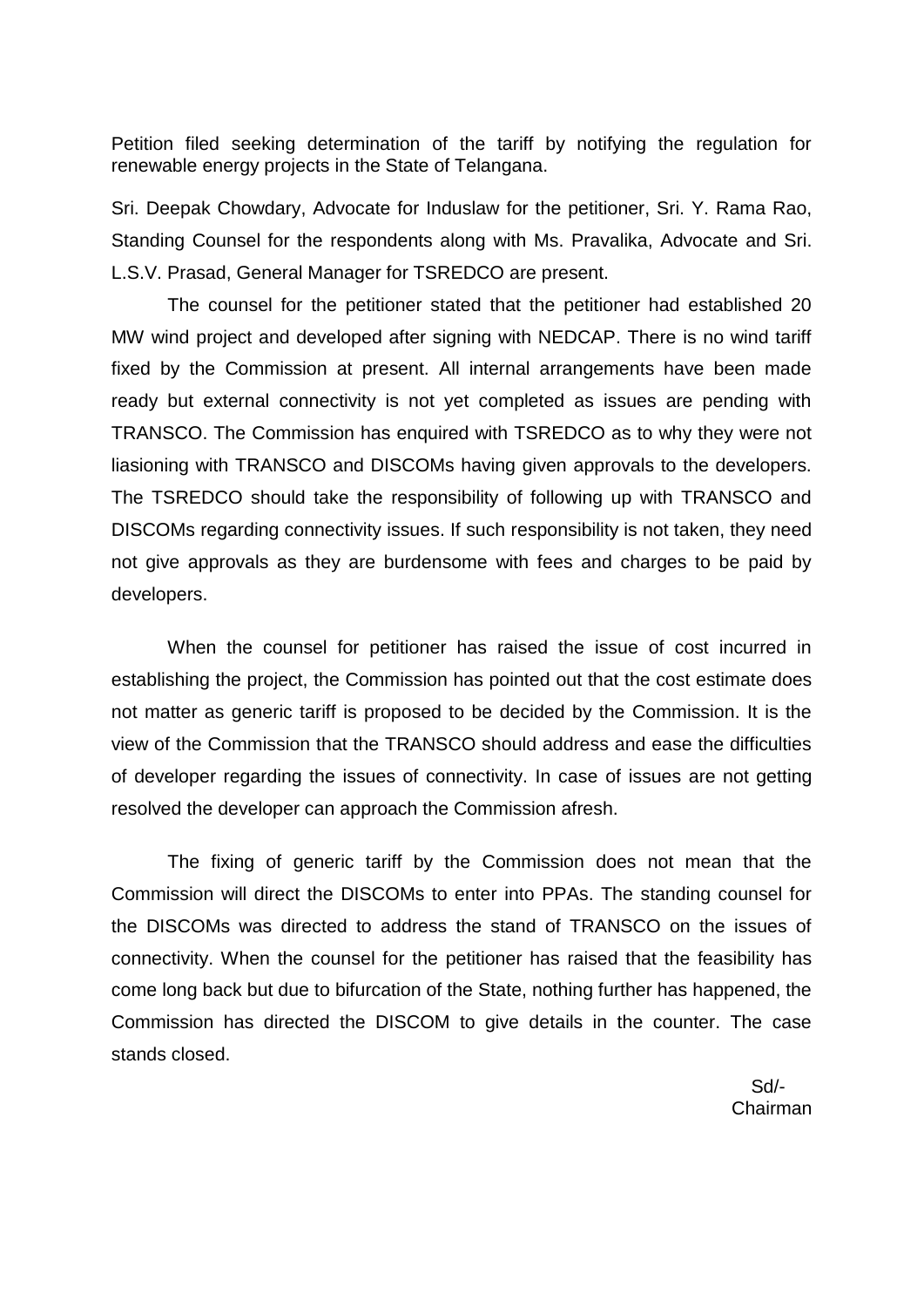Petition filed seeking determination of the tariff by notifying the regulation for renewable energy projects in the State of Telangana.

Sri. Deepak Chowdary, Advocate for Induslaw for the petitioner, Sri. Y. Rama Rao, Standing Counsel for the respondents along with Ms. Pravalika, Advocate and Sri. L.S.V. Prasad, General Manager for TSREDCO are present.

The counsel for the petitioner stated that the petitioner had established 20 MW wind project and developed after signing with NEDCAP. There is no wind tariff fixed by the Commission at present. All internal arrangements have been made ready but external connectivity is not yet completed as issues are pending with TRANSCO. The Commission has enquired with TSREDCO as to why they were not liasioning with TRANSCO and DISCOMs having given approvals to the developers. The TSREDCO should take the responsibility of following up with TRANSCO and DISCOMs regarding connectivity issues. If such responsibility is not taken, they need not give approvals as they are burdensome with fees and charges to be paid by developers.

When the counsel for petitioner has raised the issue of cost incurred in establishing the project, the Commission has pointed out that the cost estimate does not matter as generic tariff is proposed to be decided by the Commission. It is the view of the Commission that the TRANSCO should address and ease the difficulties of developer regarding the issues of connectivity. In case of issues are not getting resolved the developer can approach the Commission afresh.

The fixing of generic tariff by the Commission does not mean that the Commission will direct the DISCOMs to enter into PPAs. The standing counsel for the DISCOMs was directed to address the stand of TRANSCO on the issues of connectivity. When the counsel for the petitioner has raised that the feasibility has come long back but due to bifurcation of the State, nothing further has happened, the Commission has directed the DISCOM to give details in the counter. The case stands closed.

Sd/-
Chairman